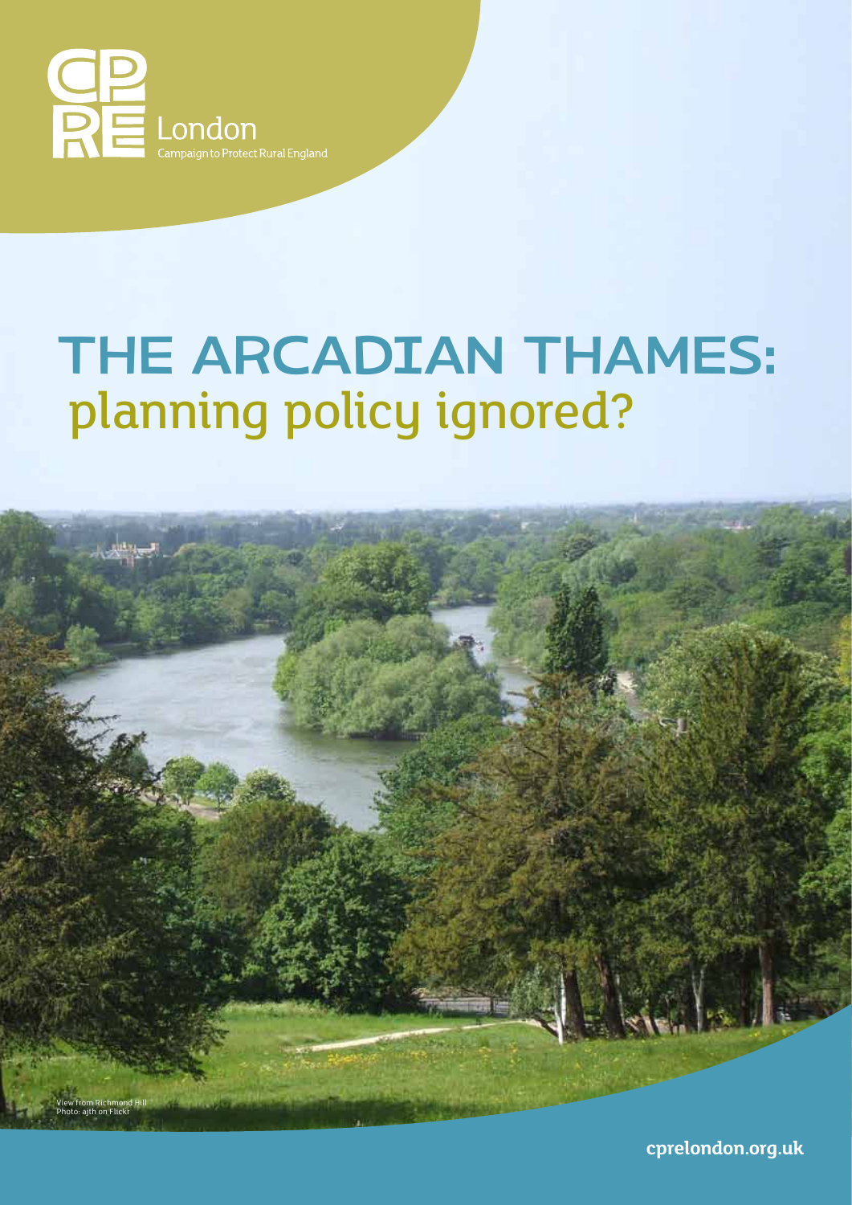CPRE London

Campaign to Protect Rural England

# THE ARCADIAN THAMES: planning policy ignored?

View from Richmond Hill
Photo: ajth on Flickr

cprelondon.org.uk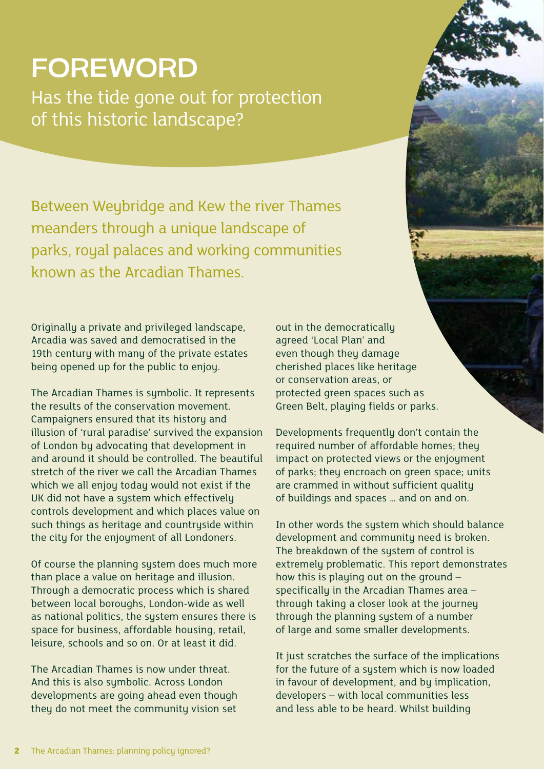# FOREWORD

## Has the tide gone out for protection of this historic landscape?

Between Weybridge and Kew the river Thames meanders through a unique landscape of parks, royal palaces and working communities known as the Arcadian Thames.

Originally a private and privileged landscape, Arcadia was saved and democratised in the 19th century with many of the private estates being opened up for the public to enjoy.

The Arcadian Thames is symbolic. It represents the results of the conservation movement. Campaigners ensured that its history and illusion of 'rural paradise' survived the expansion of London by advocating that development in and around it should be controlled. The beautiful stretch of the river we call the Arcadian Thames which we all enjoy today would not exist if the UK did not have a system which effectively controls development and which places value on such things as heritage and countryside within the city for the enjoyment of all Londoners.

Of course the planning system does much more than place a value on heritage and illusion. Through a democratic process which is shared between local boroughs, London-wide as well as national politics, the system ensures there is space for business, affordable housing, retail, leisure, schools and so on. Or at least it did.

The Arcadian Thames is now under threat. And this is also symbolic. Across London developments are going ahead even though they do not meet the community vision set out in the democratically agreed 'Local Plan' and even though they damage cherished places like heritage or conservation areas, or protected green spaces such as Green Belt, playing fields or parks.

Developments frequently don't contain the required number of affordable homes; they impact on protected views or the enjoyment of parks; they encroach on green space; units are crammed in without sufficient quality of buildings and spaces … and on and on.

In other words the system which should balance development and community need is broken. The breakdown of the system of control is extremely problematic. This report demonstrates how this is playing out on the ground – specifically in the Arcadian Thames area – through taking a closer look at the journey through the planning system of a number of large and some smaller developments.

It just scratches the surface of the implications for the future of a system which is now loaded in favour of development, and by implication, developers – with local communities less and less able to be heard. Whilst building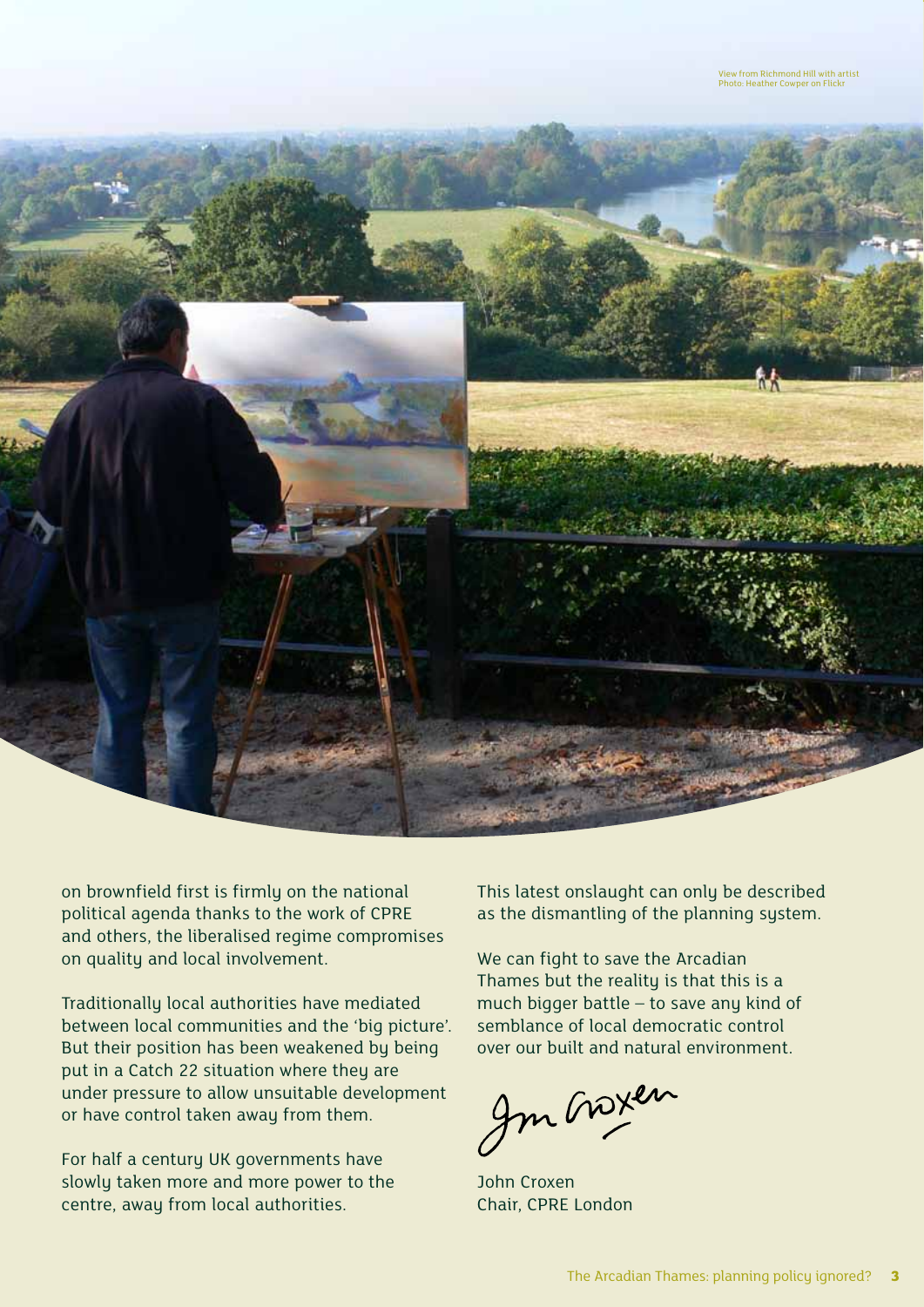View from Richmond Hill with artist
Photo: Heather Cowper on Flickr

on brownfield first is firmly on the national political agenda thanks to the work of CPRE and others, the liberalised regime compromises on quality and local involvement.

Traditionally local authorities have mediated between local communities and the 'big picture'. But their position has been weakened by being put in a Catch 22 situation where they are under pressure to allow unsuitable development or have control taken away from them.

For half a century UK governments have slowly taken more and more power to the centre, away from local authorities.

This latest onslaught can only be described as the dismantling of the planning system.

We can fight to save the Arcadian Thames but the reality is that this is a much bigger battle – to save any kind of semblance of local democratic control over our built and natural environment.

John Croxen
Chair, CPRE London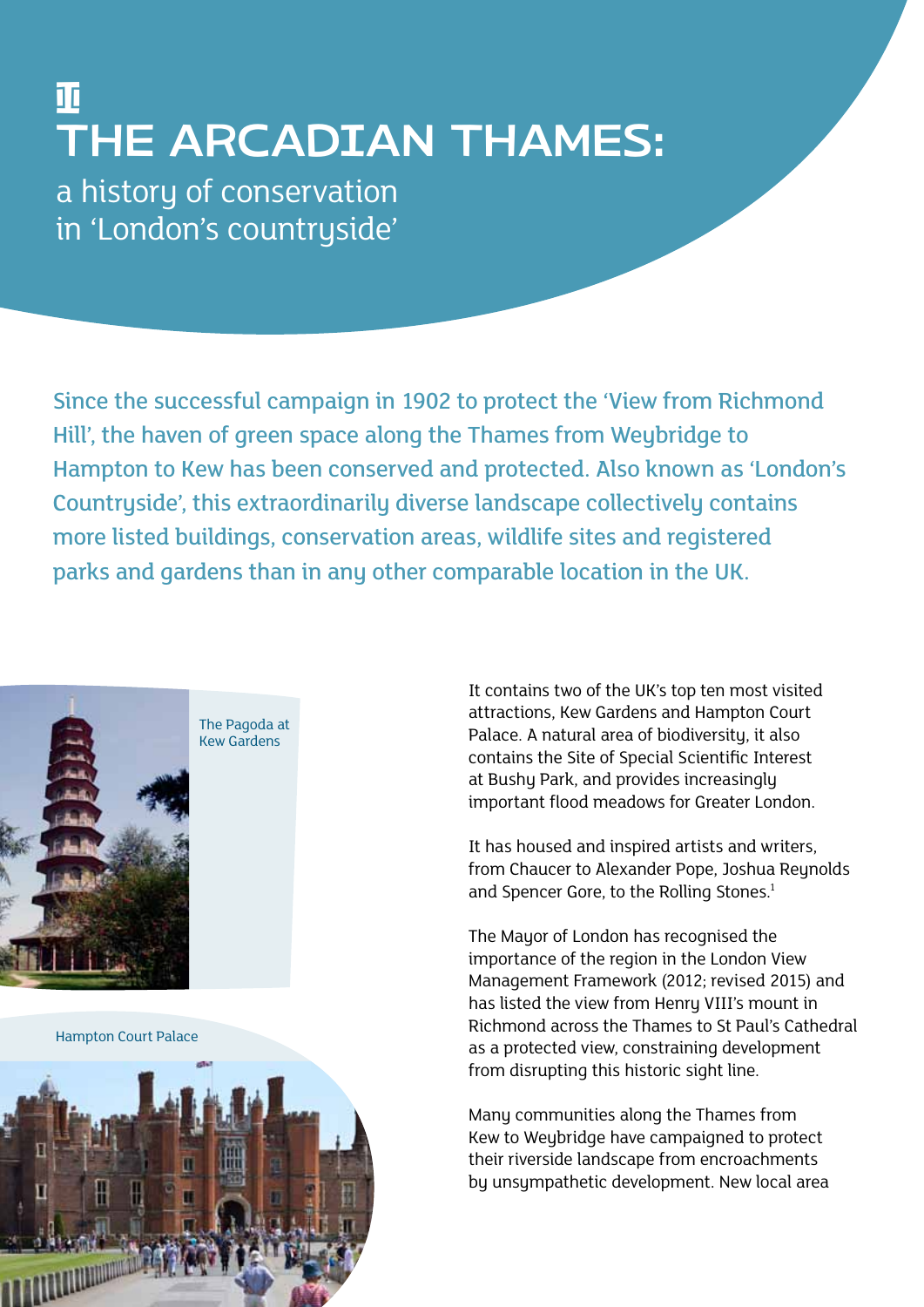# THE ARCADIAN THAMES:

## a history of conservation in 'London's countryside'

Since the successful campaign in 1902 to protect the 'View from Richmond Hill', the haven of green space along the Thames from Weybridge to Hampton to Kew has been conserved and protected. Also known as 'London's Countryside', this extraordinarily diverse landscape collectively contains more listed buildings, conservation areas, wildlife sites and registered parks and gardens than in any other comparable location in the UK.

The Pagoda at Kew Gardens

Hampton Court Palace

It contains two of the UK's top ten most visited attractions, Kew Gardens and Hampton Court Palace. A natural area of biodiversity, it also contains the Site of Special Scientific Interest at Bushy Park, and provides increasingly important flood meadows for Greater London.

It has housed and inspired artists and writers, from Chaucer to Alexander Pope, Joshua Reynolds and Spencer Gore, to the Rolling Stones.[1]

The Mayor of London has recognised the importance of the region in the London View Management Framework (2012; revised 2015) and has listed the view from Henry VIII's mount in Richmond across the Thames to St Paul's Cathedral as a protected view, constraining development from disrupting this historic sight line.

Many communities along the Thames from Kew to Weybridge have campaigned to protect their riverside landscape from encroachments by unsympathetic development. New local area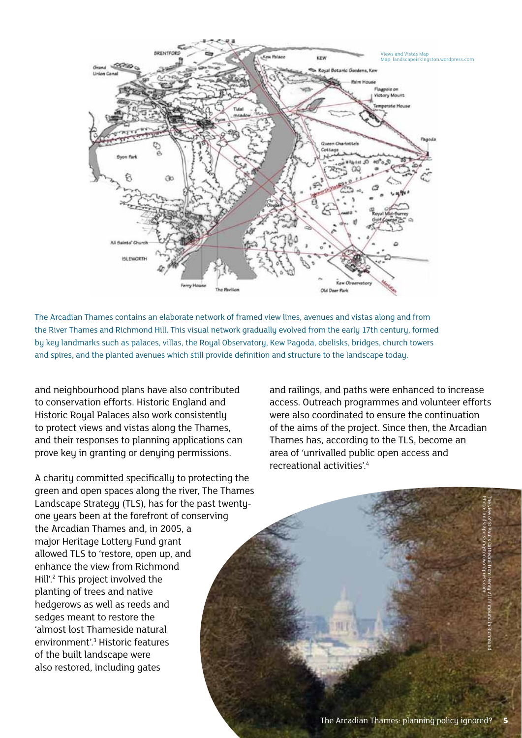Views and Vistas Map
Map: landscapeiskingston.wordpress.com

The Arcadian Thames contains an elaborate network of framed view lines, avenues and vistas along and from the River Thames and Richmond Hill. This visual network gradually evolved from the early 17th century, formed by key landmarks such as palaces, villas, the Royal Observatory, Kew Pagoda, obelisks, bridges, church towers and spires, and the planted avenues which still provide definition and structure to the landscape today.

and neighbourhood plans have also contributed to conservation efforts. Historic England and Historic Royal Palaces also work consistently to protect views and vistas along the Thames, and their responses to planning applications can prove key in granting or denying permissions.

A charity committed specifically to protecting the green and open spaces along the river, The Thames Landscape Strategy (TLS), has for the past twenty-one years been at the forefront of conserving the Arcadian Thames and, in 2005, a major Heritage Lottery Fund grant allowed TLS to 'restore, open up, and enhance the view from Richmond Hill'.[2] This project involved the planting of trees and native hedgerows as well as reeds and sedges meant to restore the 'almost lost Thameside natural environment'.[3] Historic features of the built landscape were also restored, including gates and railings, and paths were enhanced to increase access. Outreach programmes and volunteer efforts were also coordinated to ensure the continuation of the aims of the project. Since then, the Arcadian Thames has, according to the TLS, become an area of 'unrivalled public open access and recreational activities'.[4]

The view of St Paul's Cathedral from Henry VIII's mound in Richmond
Photo: landscapeiskingston.wordpress.com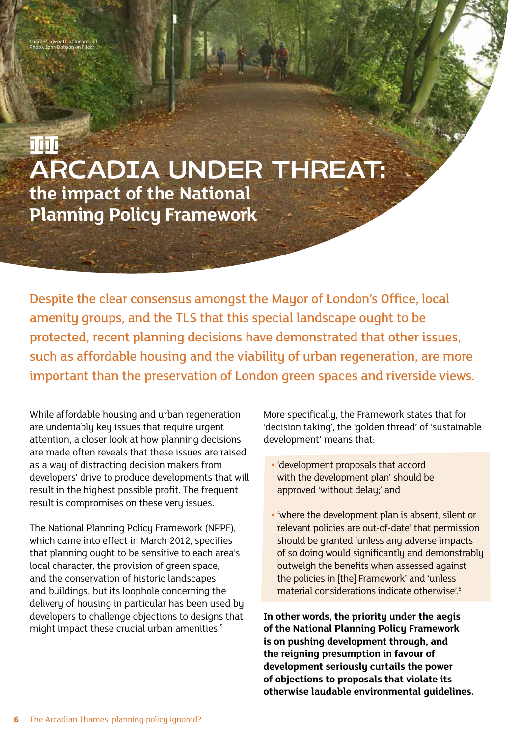Thames Towpath at Richmond
Photo: John Dobson on Flickr

# ARCADIA UNDER THREAT:
## the impact of the National Planning Policy Framework

Despite the clear consensus amongst the Mayor of London's Office, local amenity groups, and the TLS that this special landscape ought to be protected, recent planning decisions have demonstrated that other issues, such as affordable housing and the viability of urban regeneration, are more important than the preservation of London green spaces and riverside views.

While affordable housing and urban regeneration are undeniably key issues that require urgent attention, a closer look at how planning decisions are made often reveals that these issues are raised as a way of distracting decision makers from developers' drive to produce developments that will result in the highest possible profit. The frequent result is compromises on these very issues.

The National Planning Policy Framework (NPPF), which came into effect in March 2012, specifies that planning ought to be sensitive to each area's local character, the provision of green space, and the conservation of historic landscapes and buildings, but its loophole concerning the delivery of housing in particular has been used by developers to challenge objections to designs that might impact these crucial urban amenities.[5]

More specifically, the Framework states that for 'decision taking', the 'golden thread' of 'sustainable development' means that:

- 'development proposals that accord with the development plan' should be approved 'without delay;' and
- 'where the development plan is absent, silent or relevant policies are out-of-date' that permission should be granted 'unless any adverse impacts of so doing would significantly and demonstrably outweigh the benefits when assessed against the policies in [the] Framework' and 'unless material considerations indicate otherwise'.[6]

**In other words, the priority under the aegis of the National Planning Policy Framework is on pushing development through, and the reigning presumption in favour of development seriously curtails the power of objections to proposals that violate its otherwise laudable environmental guidelines.**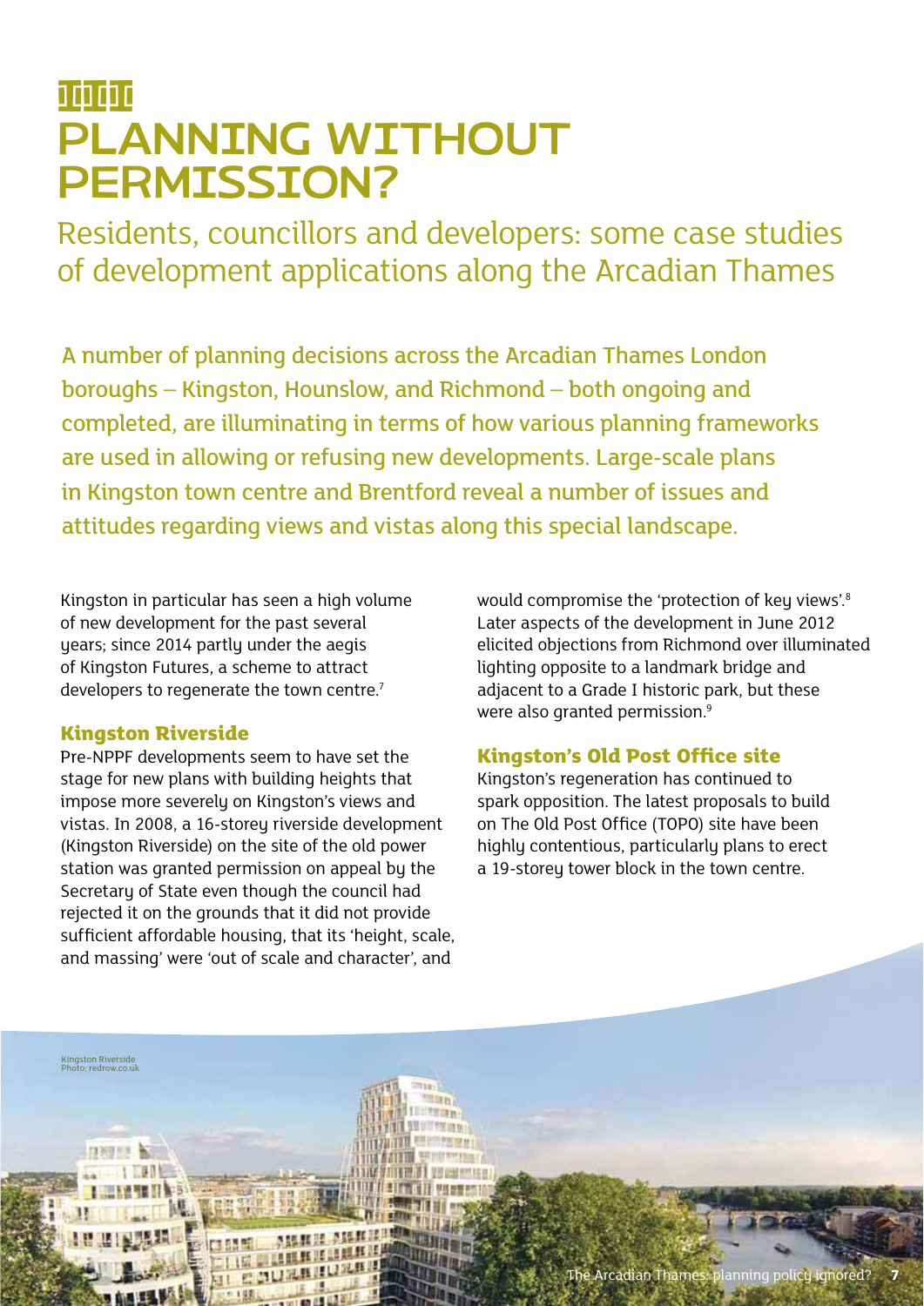# PLANNING WITHOUT PERMISSION?

Residents, councillors and developers: some case studies of development applications along the Arcadian Thames

A number of planning decisions across the Arcadian Thames London boroughs – Kingston, Hounslow, and Richmond – both ongoing and completed, are illuminating in terms of how various planning frameworks are used in allowing or refusing new developments. Large-scale plans in Kingston town centre and Brentford reveal a number of issues and attitudes regarding views and vistas along this special landscape.

Kingston in particular has seen a high volume of new development for the past several years; since 2014 partly under the aegis of Kingston Futures, a scheme to attract developers to regenerate the town centre.[7]

### Kingston Riverside

Pre-NPPF developments seem to have set the stage for new plans with building heights that impose more severely on Kingston's views and vistas. In 2008, a 16-storey riverside development (Kingston Riverside) on the site of the old power station was granted permission on appeal by the Secretary of State even though the council had rejected it on the grounds that it did not provide sufficient affordable housing, that its 'height, scale, and massing' were 'out of scale and character', and would compromise the 'protection of key views'.[8] Later aspects of the development in June 2012 elicited objections from Richmond over illuminated lighting opposite to a landmark bridge and adjacent to a Grade I historic park, but these were also granted permission.[9]

### Kingston's Old Post Office site

Kingston's regeneration has continued to spark opposition. The latest proposals to build on The Old Post Office (TOPO) site have been highly contentious, particularly plans to erect a 19-storey tower block in the town centre.

Kingston Riverside
Photo: redrow.co.uk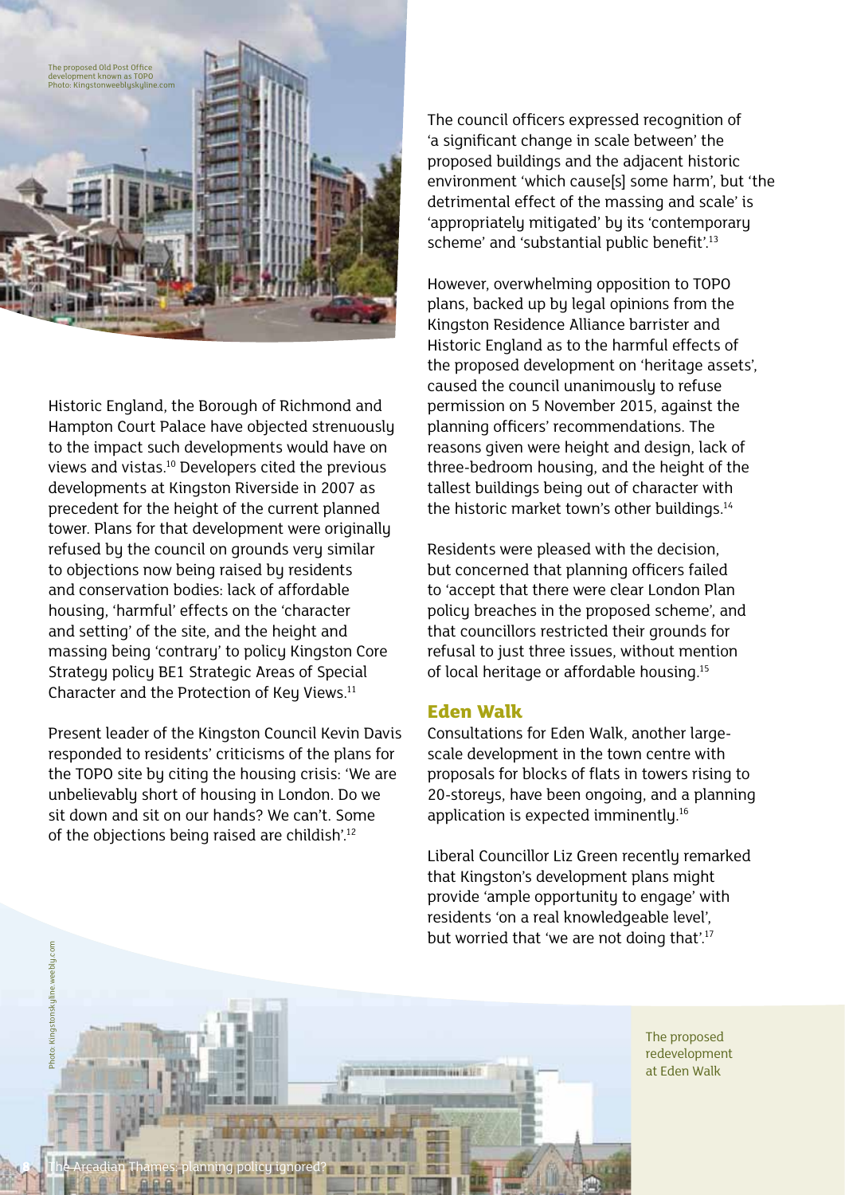The proposed Old Post Office development known as TOPO
Photo: Kingstonweeblyskyline.com

Historic England, the Borough of Richmond and Hampton Court Palace have objected strenuously to the impact such developments would have on views and vistas.[10] Developers cited the previous developments at Kingston Riverside in 2007 as precedent for the height of the current planned tower. Plans for that development were originally refused by the council on grounds very similar to objections now being raised by residents and conservation bodies: lack of affordable housing, 'harmful' effects on the 'character and setting' of the site, and the height and massing being 'contrary' to policy Kingston Core Strategy policy BE1 Strategic Areas of Special Character and the Protection of Key Views.[11]

Present leader of the Kingston Council Kevin Davis responded to residents' criticisms of the plans for the TOPO site by citing the housing crisis: 'We are unbelievably short of housing in London. Do we sit down and sit on our hands? We can't. Some of the objections being raised are childish'.[12]

The council officers expressed recognition of 'a significant change in scale between' the proposed buildings and the adjacent historic environment 'which cause[s] some harm', but 'the detrimental effect of the massing and scale' is 'appropriately mitigated' by its 'contemporary scheme' and 'substantial public benefit'.[13]

However, overwhelming opposition to TOPO plans, backed up by legal opinions from the Kingston Residence Alliance barrister and Historic England as to the harmful effects of the proposed development on 'heritage assets', caused the council unanimously to refuse permission on 5 November 2015, against the planning officers' recommendations. The reasons given were height and design, lack of three-bedroom housing, and the height of the tallest buildings being out of character with the historic market town's other buildings.[14]

Residents were pleased with the decision, but concerned that planning officers failed to 'accept that there were clear London Plan policy breaches in the proposed scheme', and that councillors restricted their grounds for refusal to just three issues, without mention of local heritage or affordable housing.[15]

## Eden Walk

Consultations for Eden Walk, another large-scale development in the town centre with proposals for blocks of flats in towers rising to 20-storeys, have been ongoing, and a planning application is expected imminently.[16]

Liberal Councillor Liz Green recently remarked that Kingston's development plans might provide 'ample opportunity to engage' with residents 'on a real knowledgeable level', but worried that 'we are not doing that'.[17]

Photo: Kingstonskyline.weebly.com

The proposed redevelopment at Eden Walk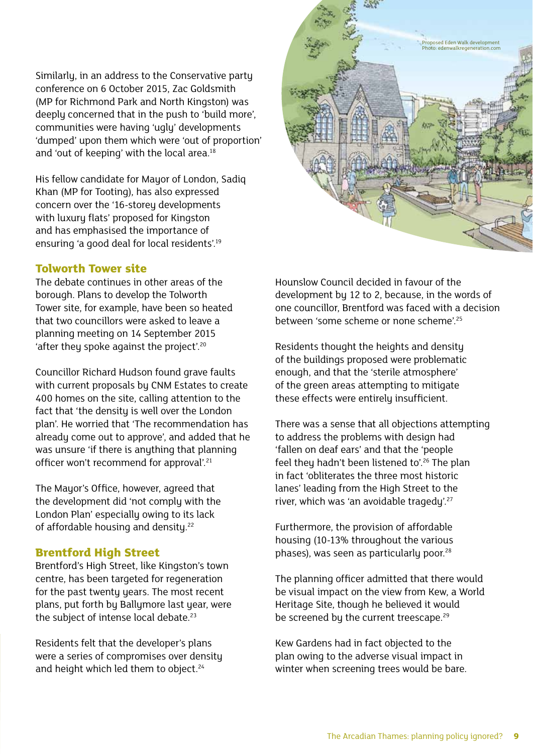Similarly, in an address to the Conservative party conference on 6 October 2015, Zac Goldsmith (MP for Richmond Park and North Kingston) was deeply concerned that in the push to 'build more', communities were having 'ugly' developments 'dumped' upon them which were 'out of proportion' and 'out of keeping' with the local area.[18]

His fellow candidate for Mayor of London, Sadiq Khan (MP for Tooting), has also expressed concern over the '16-storey developments with luxury flats' proposed for Kingston and has emphasised the importance of ensuring 'a good deal for local residents'.[19]

Proposed Eden Walk development
Photo: edenwalkregeneration.com

## Tolworth Tower site

The debate continues in other areas of the borough. Plans to develop the Tolworth Tower site, for example, have been so heated that two councillors were asked to leave a planning meeting on 14 September 2015 'after they spoke against the project'.[20]

Councillor Richard Hudson found grave faults with current proposals by CNM Estates to create 400 homes on the site, calling attention to the fact that 'the density is well over the London plan'. He worried that 'The recommendation has already come out to approve', and added that he was unsure 'if there is anything that planning officer won't recommend for approval'.[21]

The Mayor's Office, however, agreed that the development did 'not comply with the London Plan' especially owing to its lack of affordable housing and density.[22]

## Brentford High Street

Brentford's High Street, like Kingston's town centre, has been targeted for regeneration for the past twenty years. The most recent plans, put forth by Ballymore last year, were the subject of intense local debate.[23]

Residents felt that the developer's plans were a series of compromises over density and height which led them to object.[24]

Hounslow Council decided in favour of the development by 12 to 2, because, in the words of one councillor, Brentford was faced with a decision between 'some scheme or none scheme'.[25]

Residents thought the heights and density of the buildings proposed were problematic enough, and that the 'sterile atmosphere' of the green areas attempting to mitigate these effects were entirely insufficient.

There was a sense that all objections attempting to address the problems with design had 'fallen on deaf ears' and that the 'people feel they hadn't been listened to'.[26] The plan in fact 'obliterates the three most historic lanes' leading from the High Street to the river, which was 'an avoidable tragedy'.[27]

Furthermore, the provision of affordable housing (10-13% throughout the various phases), was seen as particularly poor.[28]

The planning officer admitted that there would be visual impact on the view from Kew, a World Heritage Site, though he believed it would be screened by the current treescape.[29]

Kew Gardens had in fact objected to the plan owing to the adverse visual impact in winter when screening trees would be bare.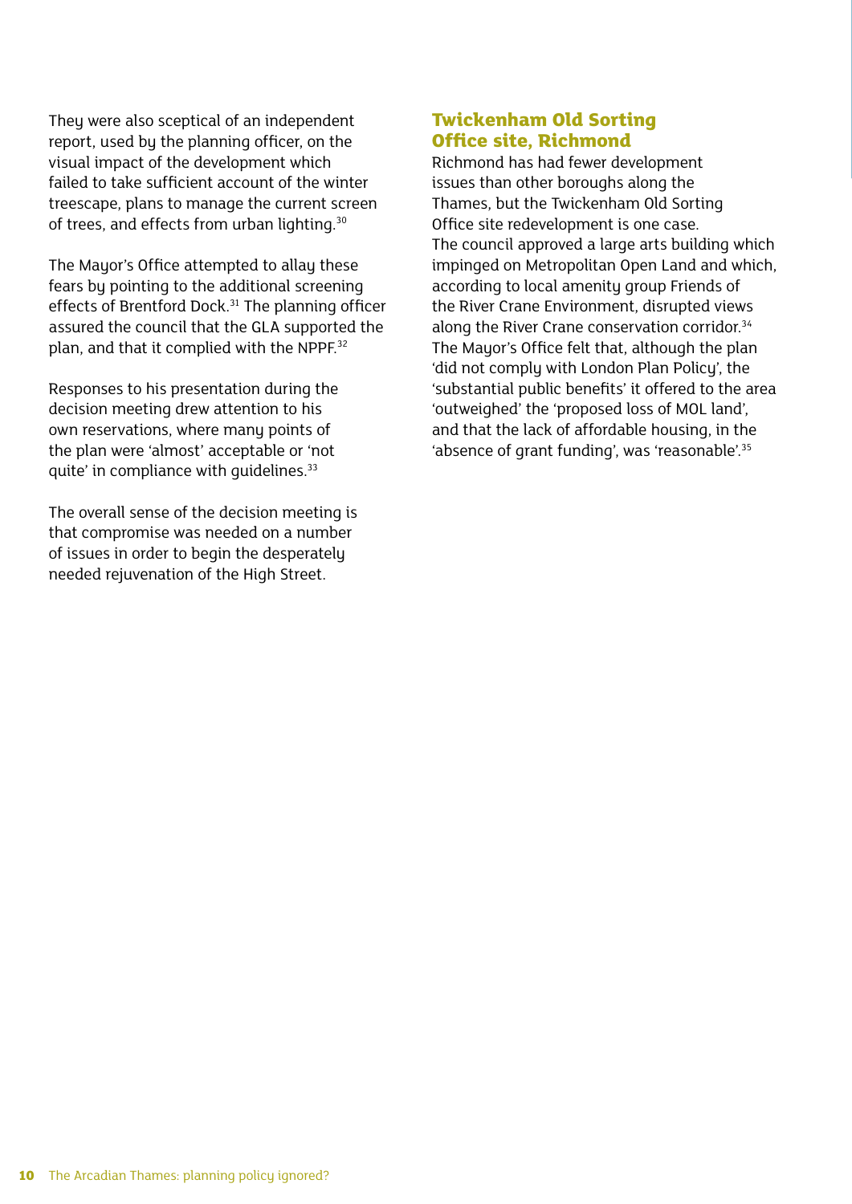They were also sceptical of an independent report, used by the planning officer, on the visual impact of the development which failed to take sufficient account of the winter treescape, plans to manage the current screen of trees, and effects from urban lighting.[30]

The Mayor's Office attempted to allay these fears by pointing to the additional screening effects of Brentford Dock.[31] The planning officer assured the council that the GLA supported the plan, and that it complied with the NPPF.[32]

Responses to his presentation during the decision meeting drew attention to his own reservations, where many points of the plan were 'almost' acceptable or 'not quite' in compliance with guidelines.[33]

The overall sense of the decision meeting is that compromise was needed on a number of issues in order to begin the desperately needed rejuvenation of the High Street.

## Twickenham Old Sorting Office site, Richmond

Richmond has had fewer development issues than other boroughs along the Thames, but the Twickenham Old Sorting Office site redevelopment is one case. The council approved a large arts building which impinged on Metropolitan Open Land and which, according to local amenity group Friends of the River Crane Environment, disrupted views along the River Crane conservation corridor.[34] The Mayor's Office felt that, although the plan 'did not comply with London Plan Policy', the 'substantial public benefits' it offered to the area 'outweighed' the 'proposed loss of MOL land', and that the lack of affordable housing, in the 'absence of grant funding', was 'reasonable'.[35]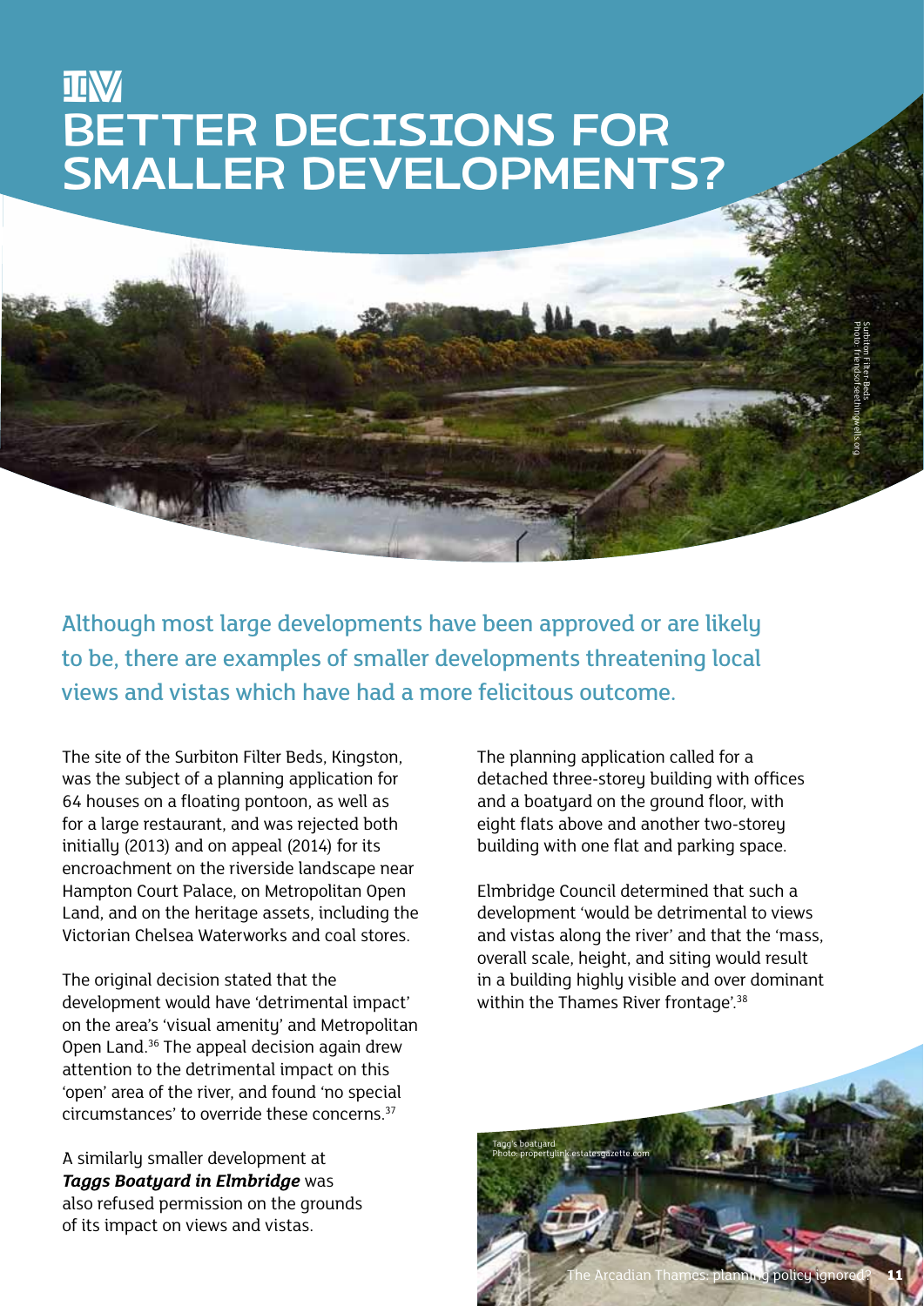# IV BETTER DECISIONS FOR SMALLER DEVELOPMENTS?

Surbiton Filter Beds
Photo: friendsofseethingwells.org

Although most large developments have been approved or are likely to be, there are examples of smaller developments threatening local views and vistas which have had a more felicitous outcome.

The site of the Surbiton Filter Beds, Kingston, was the subject of a planning application for 64 houses on a floating pontoon, as well as for a large restaurant, and was rejected both initially (2013) and on appeal (2014) for its encroachment on the riverside landscape near Hampton Court Palace, on Metropolitan Open Land, and on the heritage assets, including the Victorian Chelsea Waterworks and coal stores.

The original decision stated that the development would have 'detrimental impact' on the area's 'visual amenity' and Metropolitan Open Land.[36] The appeal decision again drew attention to the detrimental impact on this 'open' area of the river, and found 'no special circumstances' to override these concerns.[37]

A similarly smaller development at ***Taggs Boatyard in Elmbridge*** was also refused permission on the grounds of its impact on views and vistas.

The planning application called for a detached three-storey building with offices and a boatyard on the ground floor, with eight flats above and another two-storey building with one flat and parking space.

Elmbridge Council determined that such a development 'would be detrimental to views and vistas along the river' and that the 'mass, overall scale, height, and siting would result in a building highly visible and over dominant within the Thames River frontage'.[38]

Tagg's boatyard
Photo: propertylink.estatesgazette.com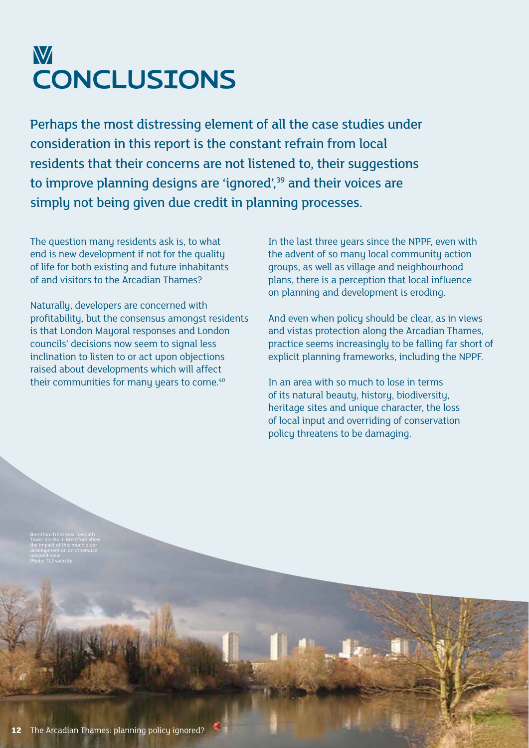# V CONCLUSIONS

Perhaps the most distressing element of all the case studies under consideration in this report is the constant refrain from local residents that their concerns are not listened to, their suggestions to improve planning designs are 'ignored',[39] and their voices are simply not being given due credit in planning processes.

The question many residents ask is, to what end is new development if not for the quality of life for both existing and future inhabitants of and visitors to the Arcadian Thames?

Naturally, developers are concerned with profitability, but the consensus amongst residents is that London Mayoral responses and London councils' decisions now seem to signal less inclination to listen to or act upon objections raised about developments which will affect their communities for many years to come.[40]

In the last three years since the NPPF, even with the advent of so many local community action groups, as well as village and neighbourhood plans, there is a perception that local influence on planning and development is eroding.

And even when policy should be clear, as in views and vistas protection along the Arcadian Thames, practice seems increasingly to be falling far short of explicit planning frameworks, including the NPPF.

In an area with so much to lose in terms of its natural beauty, history, biodiversity, heritage sites and unique character, the loss of local input and overriding of conservation policy threatens to be damaging.

Brentford from Kew Towpath
Tower blocks in Brentford show the impact of this much older development on an otherwise unspoilt view
Photo: TLS website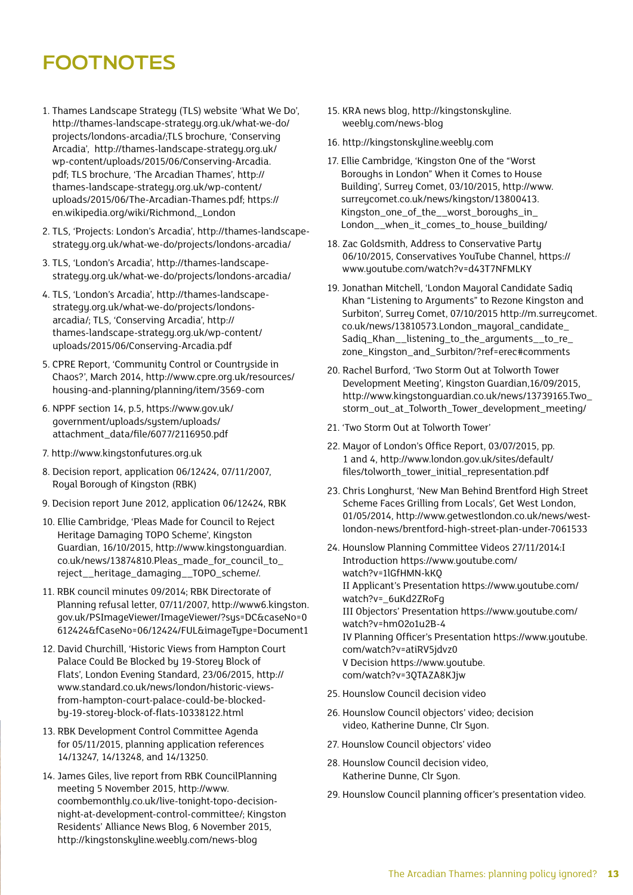# FOOTNOTES

1. Thames Landscape Strategy (TLS) website 'What We Do', http://thames-landscape-strategy.org.uk/what-we-do/projects/londons-arcadia/;TLS brochure, 'Conserving Arcadia', http://thames-landscape-strategy.org.uk/wp-content/uploads/2015/06/Conserving-Arcadia.pdf; TLS brochure, 'The Arcadian Thames', http://thames-landscape-strategy.org.uk/wp-content/uploads/2015/06/The-Arcadian-Thames.pdf; https://en.wikipedia.org/wiki/Richmond,_London
2. TLS, 'Projects: London's Arcadia', http://thames-landscape-strategy.org.uk/what-we-do/projects/londons-arcadia/
3. TLS, 'London's Arcadia', http://thames-landscape-strategy.org.uk/what-we-do/projects/londons-arcadia/
4. TLS, 'London's Arcadia', http://thames-landscape-strategy.org.uk/what-we-do/projects/londons-arcadia/; TLS, 'Conserving Arcadia', http://thames-landscape-strategy.org.uk/wp-content/uploads/2015/06/Conserving-Arcadia.pdf
5. CPRE Report, 'Community Control or Countryside in Chaos?', March 2014, http://www.cpre.org.uk/resources/housing-and-planning/planning/item/3569-com
6. NPPF section 14, p.5, https://www.gov.uk/government/uploads/system/uploads/attachment_data/file/6077/2116950.pdf
7. http://www.kingstonfutures.org.uk
8. Decision report, application 06/12424, 07/11/2007, Royal Borough of Kingston (RBK)
9. Decision report June 2012, application 06/12424, RBK
10. Ellie Cambridge, 'Pleas Made for Council to Reject Heritage Damaging TOPO Scheme', Kingston Guardian, 16/10/2015, http://www.kingstonguardian.co.uk/news/13874810.Pleas_made_for_council_to_reject__heritage_damaging__TOPO_scheme/.
11. RBK council minutes 09/2014; RBK Directorate of Planning refusal letter, 07/11/2007, http://www6.kingston.gov.uk/PSImageViewer/ImageViewer/?sys=DC&caseNo=0612424&fCaseNo=06/12424/FUL&imageType=Document1
12. David Churchill, 'Historic Views from Hampton Court Palace Could Be Blocked by 19-Storey Block of Flats', London Evening Standard, 23/06/2015, http://www.standard.co.uk/news/london/historic-views-from-hampton-court-palace-could-be-blocked-by-19-storey-block-of-flats-10338122.html
13. RBK Development Control Committee Agenda for 05/11/2015, planning application references 14/13247, 14/13248, and 14/13250.
14. James Giles, live report from RBK CouncilPlanning meeting 5 November 2015, http://www.coombemonthly.co.uk/live-tonight-topo-decision-night-at-development-control-committee/; Kingston Residents' Alliance News Blog, 6 November 2015, http://kingstonskyline.weebly.com/news-blog
15. KRA news blog, http://kingstonskyline.weebly.com/news-blog
16. http://kingstonskyline.weebly.com
17. Ellie Cambridge, 'Kingston One of the "Worst Boroughs in London" When it Comes to House Building', Surrey Comet, 03/10/2015, http://www.surreycomet.co.uk/news/kingston/13800413.Kingston_one_of_the__worst_boroughs_in_London__when_it_comes_to_house_building/
18. Zac Goldsmith, Address to Conservative Party 06/10/2015, Conservatives YouTube Channel, https://www.youtube.com/watch?v=d43T7NFMLKY
19. Jonathan Mitchell, 'London Mayoral Candidate Sadiq Khan "Listening to Arguments" to Rezone Kingston and Surbiton', Surrey Comet, 07/10/2015 http://m.surreycomet.co.uk/news/13810573.London_mayoral_candidate_Sadiq_Khan__listening_to_the_arguments__to_re_zone_Kingston_and_Surbiton/?ref=erec#comments
20. Rachel Burford, 'Two Storm Out at Tolworth Tower Development Meeting', Kingston Guardian,16/09/2015, http://www.kingstonguardian.co.uk/news/13739165.Two_storm_out_at_Tolworth_Tower_development_meeting/
21. 'Two Storm Out at Tolworth Tower'
22. Mayor of London's Office Report, 03/07/2015, pp. 1 and 4, http://www.london.gov.uk/sites/default/files/tolworth_tower_initial_representation.pdf
23. Chris Longhurst, 'New Man Behind Brentford High Street Scheme Faces Grilling from Locals', Get West London, 01/05/2014, http://www.getwestlondon.co.uk/news/west-london-news/brentford-high-street-plan-under-7061533
24. Hounslow Planning Committee Videos 27/11/2014:I Introduction https://www.youtube.com/watch?v=1lGfHMN-kKQ
    II Applicant's Presentation https://www.youtube.com/watch?v=_6uKd2ZRoFg
    III Objectors' Presentation https://www.youtube.com/watch?v=hmO2o1u2B-4
    IV Planning Officer's Presentation https://www.youtube.com/watch?v=atiRV5jdvz0
    V Decision https://www.youtube.com/watch?v=3QTAZA8KJjw
25. Hounslow Council decision video
26. Hounslow Council objectors' video; decision video, Katherine Dunne, Clr Syon.
27. Hounslow Council objectors' video
28. Hounslow Council decision video, Katherine Dunne, Clr Syon.
29. Hounslow Council planning officer's presentation video.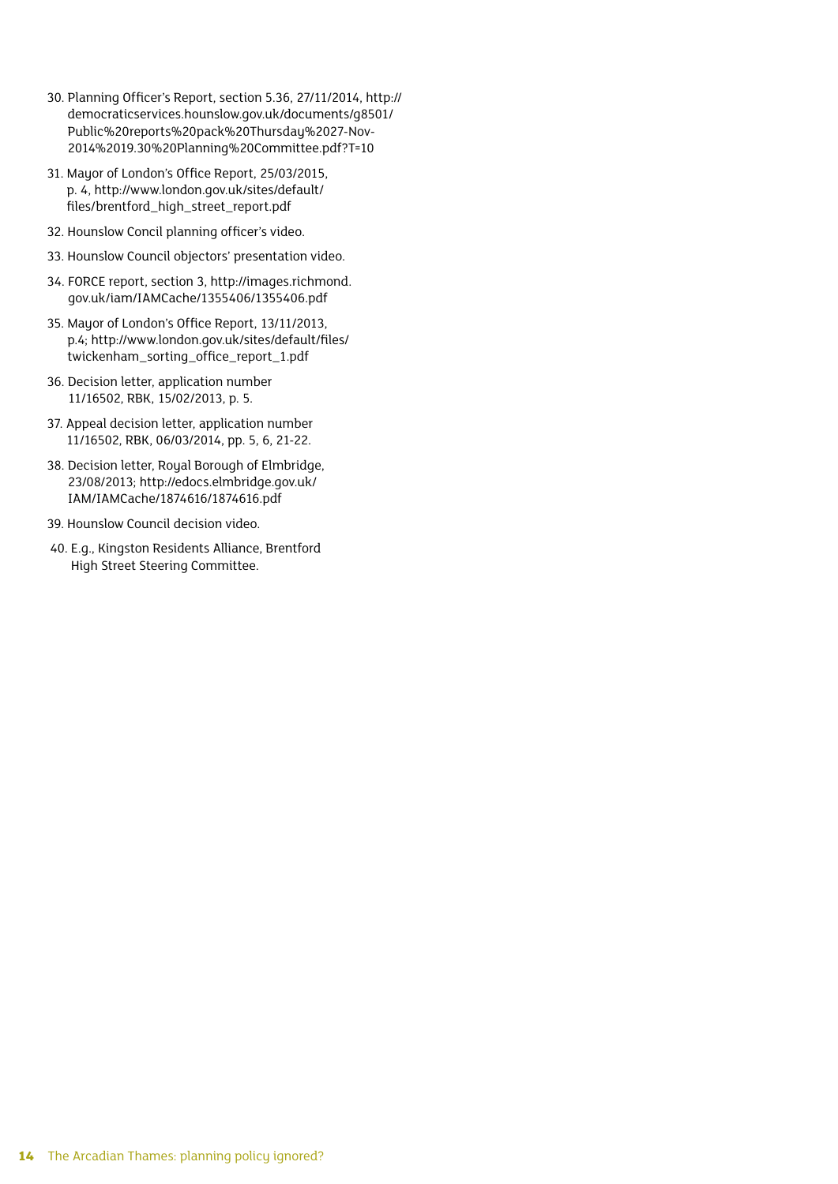30. Planning Officer's Report, section 5.36, 27/11/2014, http://democraticservices.hounslow.gov.uk/documents/g8501/Public%20reports%20pack%20Thursday%2027-Nov-2014%2019.30%20Planning%20Committee.pdf?T=10
31. Mayor of London's Office Report, 25/03/2015, p. 4, http://www.london.gov.uk/sites/default/files/brentford_high_street_report.pdf
32. Hounslow Concil planning officer's video.
33. Hounslow Council objectors' presentation video.
34. FORCE report, section 3, http://images.richmond.gov.uk/iam/IAMCache/1355406/1355406.pdf
35. Mayor of London's Office Report, 13/11/2013, p.4; http://www.london.gov.uk/sites/default/files/twickenham_sorting_office_report_1.pdf
36. Decision letter, application number 11/16502, RBK, 15/02/2013, p. 5.
37. Appeal decision letter, application number 11/16502, RBK, 06/03/2014, pp. 5, 6, 21-22.
38. Decision letter, Royal Borough of Elmbridge, 23/08/2013; http://edocs.elmbridge.gov.uk/IAM/IAMCache/1874616/1874616.pdf
39. Hounslow Council decision video.
40. E.g., Kingston Residents Alliance, Brentford High Street Steering Committee.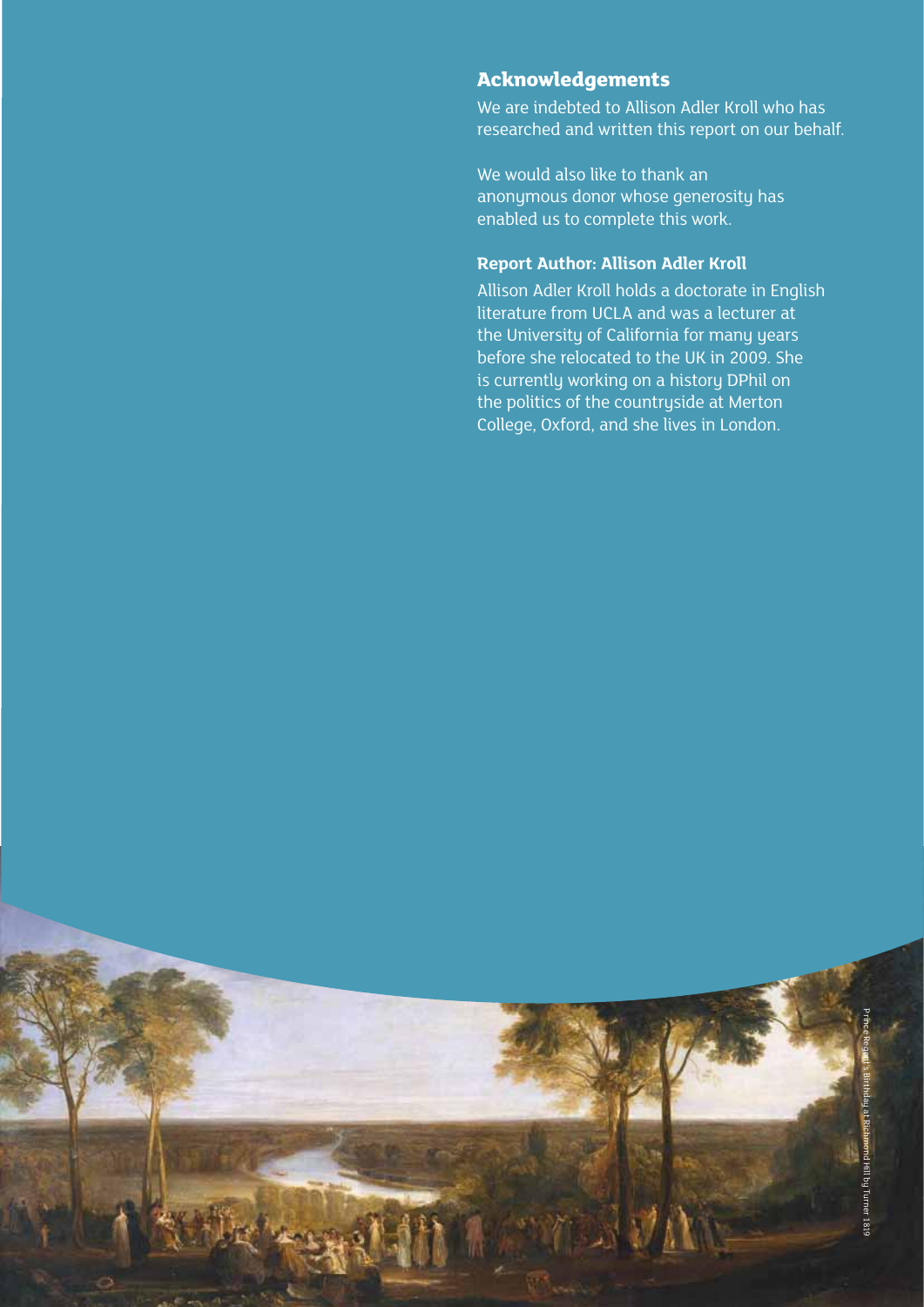## Acknowledgements

We are indebted to Allison Adler Kroll who has researched and written this report on our behalf.

We would also like to thank an anonymous donor whose generosity has enabled us to complete this work.

### Report Author: Allison Adler Kroll

Allison Adler Kroll holds a doctorate in English literature from UCLA and was a lecturer at the University of California for many years before she relocated to the UK in 2009. She is currently working on a history DPhil on the politics of the countryside at Merton College, Oxford, and she lives in London.

Prince Regent's Birthday at Richmond Hill by Turner 1819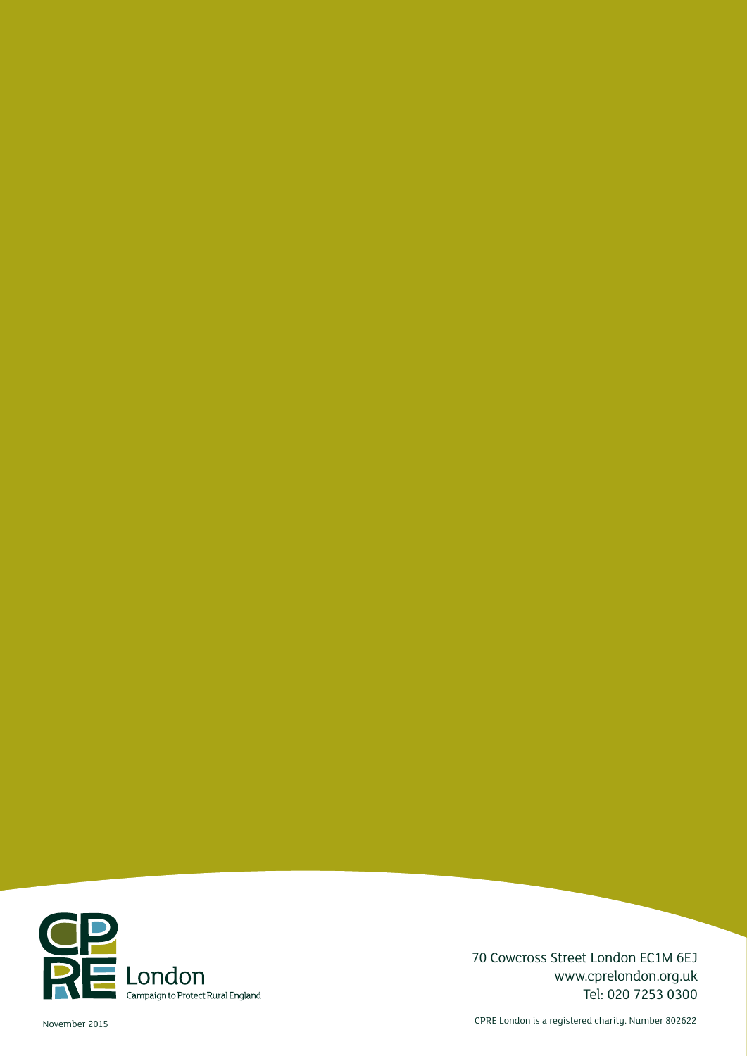London

Campaign to Protect Rural England

70 Cowcross Street London EC1M 6EJ
www.cprelondon.org.uk
Tel: 020 7253 0300

November 2015

CPRE London is a registered charity. Number 802622